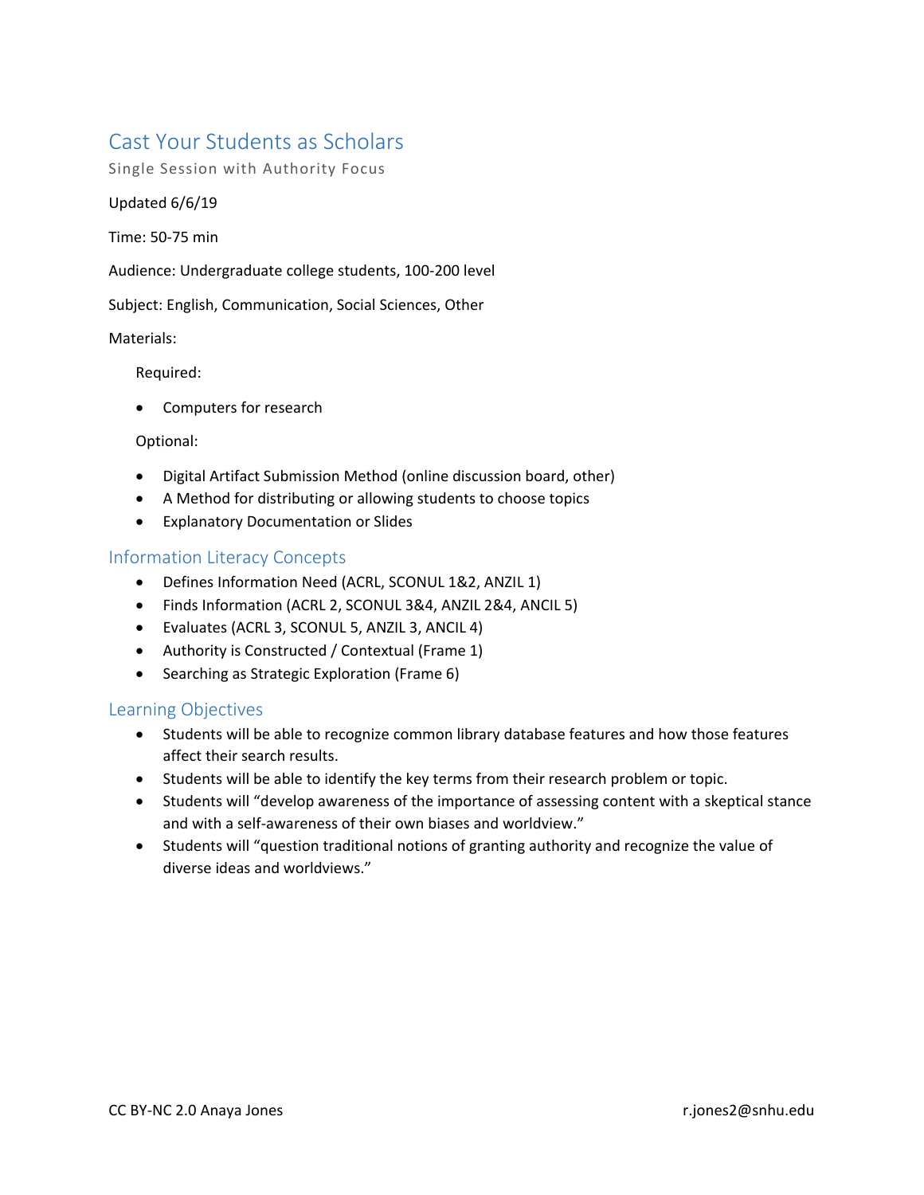# Cast Your Students as Scholars

Single Session with Authority Focus

Updated 6/6/19

Time: 50-75 min

Audience: Undergraduate college students, 100-200 level

Subject: English, Communication, Social Sciences, Other

Materials:

Required:

- Computers for research

Optional:

- Digital Artifact Submission Method (online discussion board, other)
- A Method for distributing or allowing students to choose topics
- Explanatory Documentation or Slides

## Information Literacy Concepts

- Defines Information Need (ACRL, SCONUL 1&2, ANZIL 1)
- Finds Information (ACRL 2, SCONUL 3&4, ANZIL 2&4, ANCIL 5)
- Evaluates (ACRL 3, SCONUL 5, ANZIL 3, ANCIL 4)
- Authority is Constructed / Contextual (Frame 1)
- Searching as Strategic Exploration (Frame 6)

## Learning Objectives

- Students will be able to recognize common library database features and how those features affect their search results.
- Students will be able to identify the key terms from their research problem or topic.
- Students will "develop awareness of the importance of assessing content with a skeptical stance and with a self-awareness of their own biases and worldview."
- Students will "question traditional notions of granting authority and recognize the value of diverse ideas and worldviews."

CC BY-NC 2.0 Anaya Jones r.jones2@snhu.edu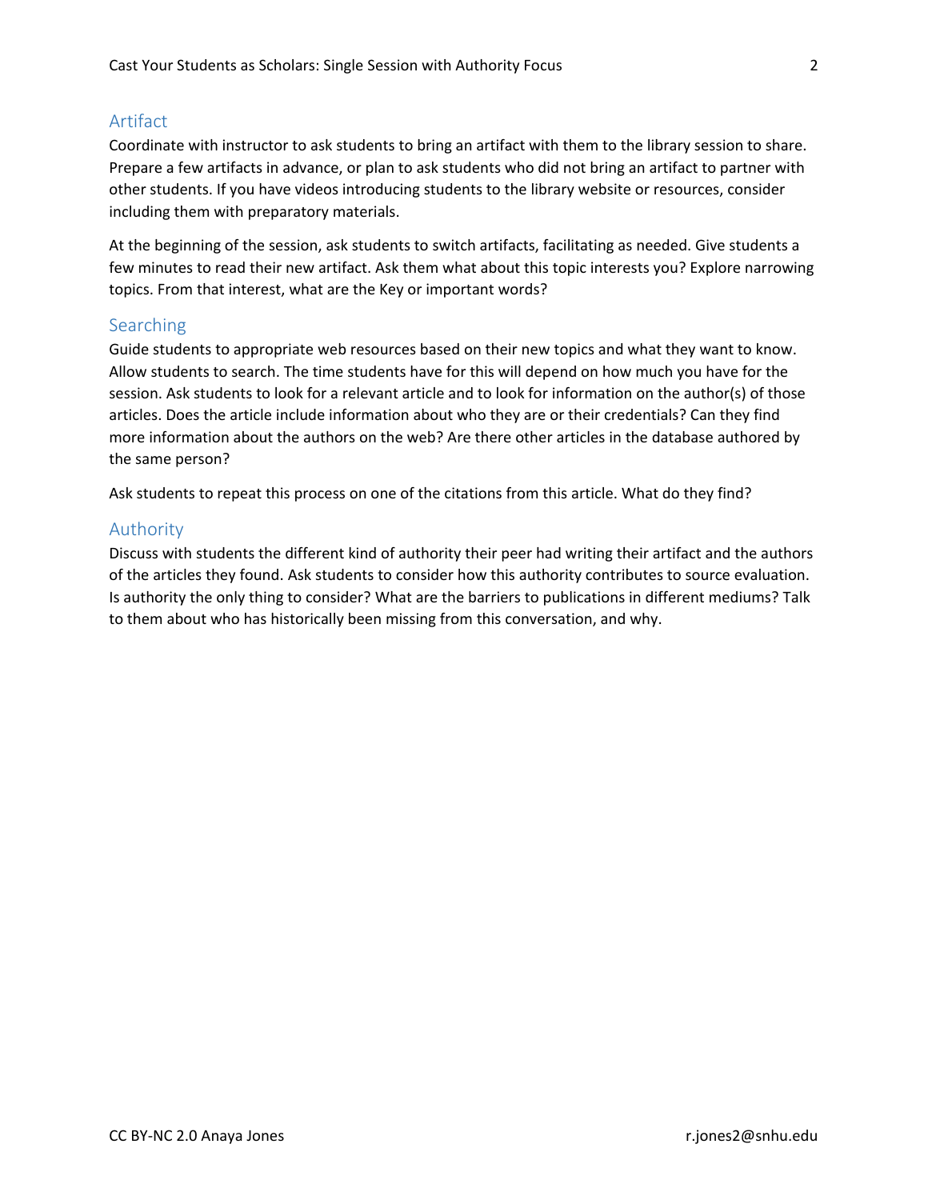## Artifact

Coordinate with instructor to ask students to bring an artifact with them to the library session to share. Prepare a few artifacts in advance, or plan to ask students who did not bring an artifact to partner with other students. If you have videos introducing students to the library website or resources, consider including them with preparatory materials.

At the beginning of the session, ask students to switch artifacts, facilitating as needed. Give students a few minutes to read their new artifact. Ask them what about this topic interests you? Explore narrowing topics. From that interest, what are the Key or important words?

## Searching

Guide students to appropriate web resources based on their new topics and what they want to know. Allow students to search. The time students have for this will depend on how much you have for the session. Ask students to look for a relevant article and to look for information on the author(s) of those articles. Does the article include information about who they are or their credentials? Can they find more information about the authors on the web? Are there other articles in the database authored by the same person?

Ask students to repeat this process on one of the citations from this article. What do they find?

## Authority

Discuss with students the different kind of authority their peer had writing their artifact and the authors of the articles they found. Ask students to consider how this authority contributes to source evaluation. Is authority the only thing to consider? What are the barriers to publications in different mediums? Talk to them about who has historically been missing from this conversation, and why.

CC BY-NC 2.0 Anaya Jones r.jones2@snhu.edu